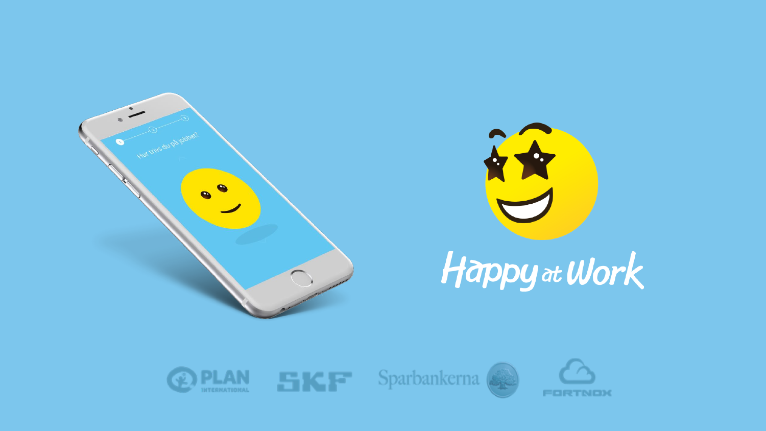# Happy at Work

Hur trivs du på jobbet?

PLAN INTERNATIONAL SKF Sparbankerna FORTNOX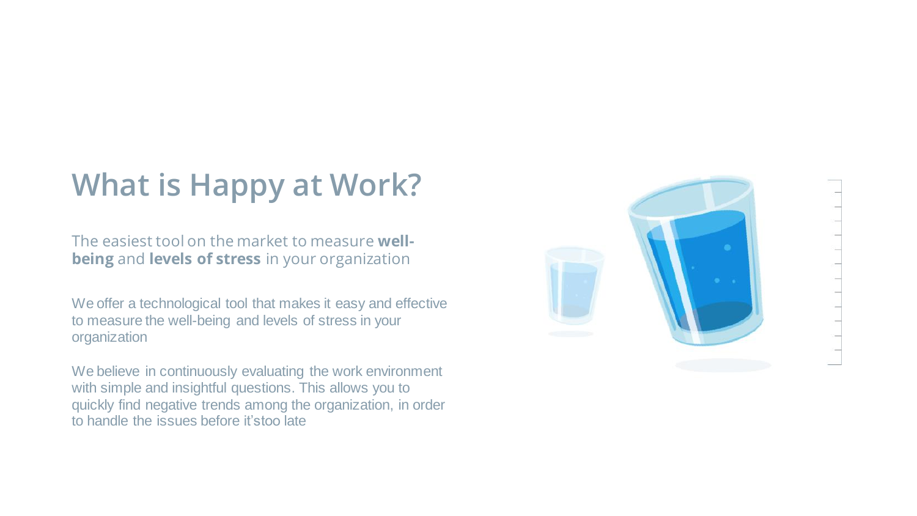# What is Happy at Work?

The easiest tool on the market to measure **well-being** and **levels of stress** in your organization

We offer a technological tool that makes it easy and effective to measure the well-being and levels of stress in your organization

We believe in continuously evaluating the work environment with simple and insightful questions. This allows you to quickly find negative trends among the organization, in order to handle the issues before it'stoo late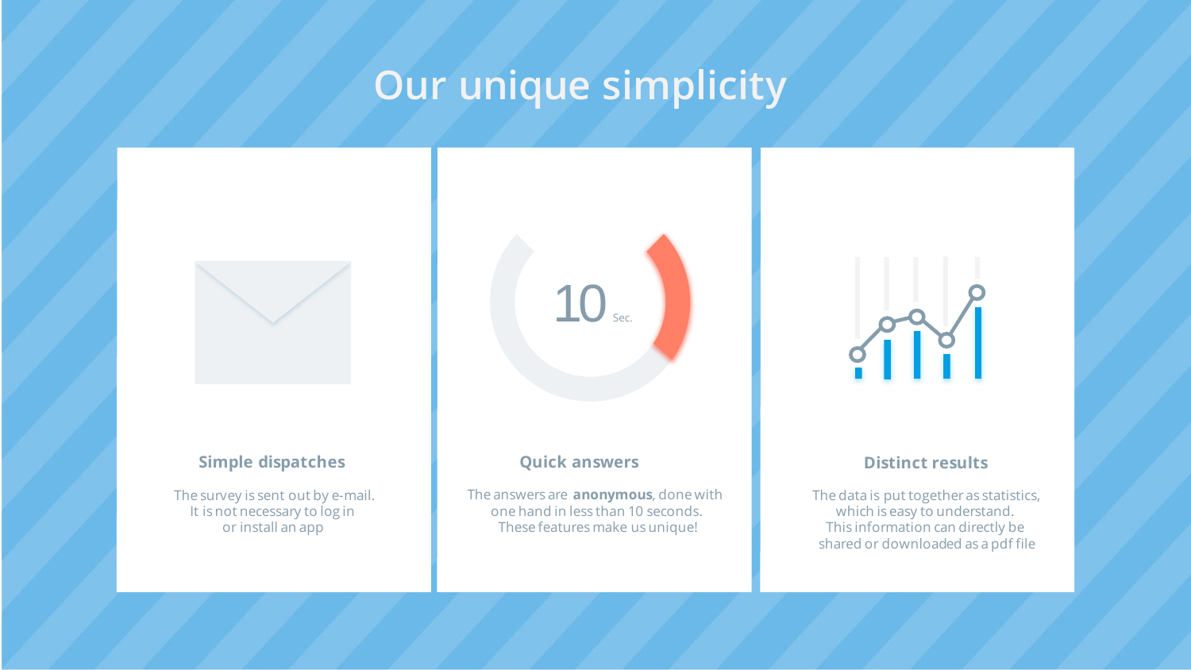# Our unique simplicity

### Simple dispatches

The survey is sent out by e-mail.
It is not necessary to log in
or install an app

10 Sec.

### Quick answers

The answers are **anonymous**, done with one hand in less than 10 seconds.
These features make us unique!

### Distinct results

The data is put together as statistics, which is easy to understand.
This information can directly be shared or downloaded as a pdf file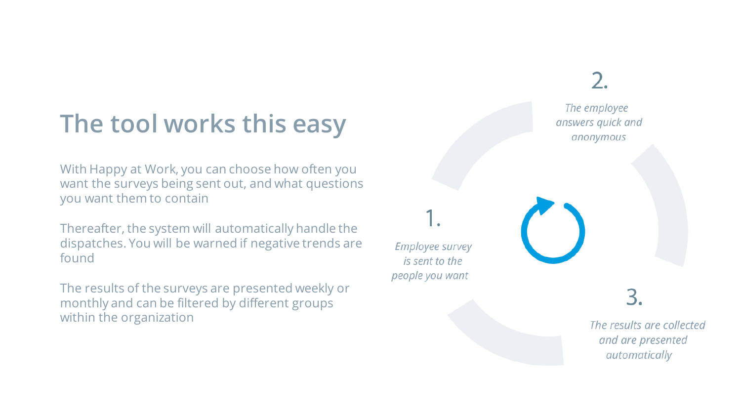# The tool works this easy

With Happy at Work, you can choose how often you want the surveys being sent out, and what questions you want them to contain

Thereafter, the system will automatically handle the dispatches. You will be warned if negative trends are found

The results of the surveys are presented weekly or monthly and can be filtered by different groups within the organization

1. *Employee survey is sent to the people you want*

2. *The employee answers quick and anonymous*

3. *The results are collected and are presented automatically*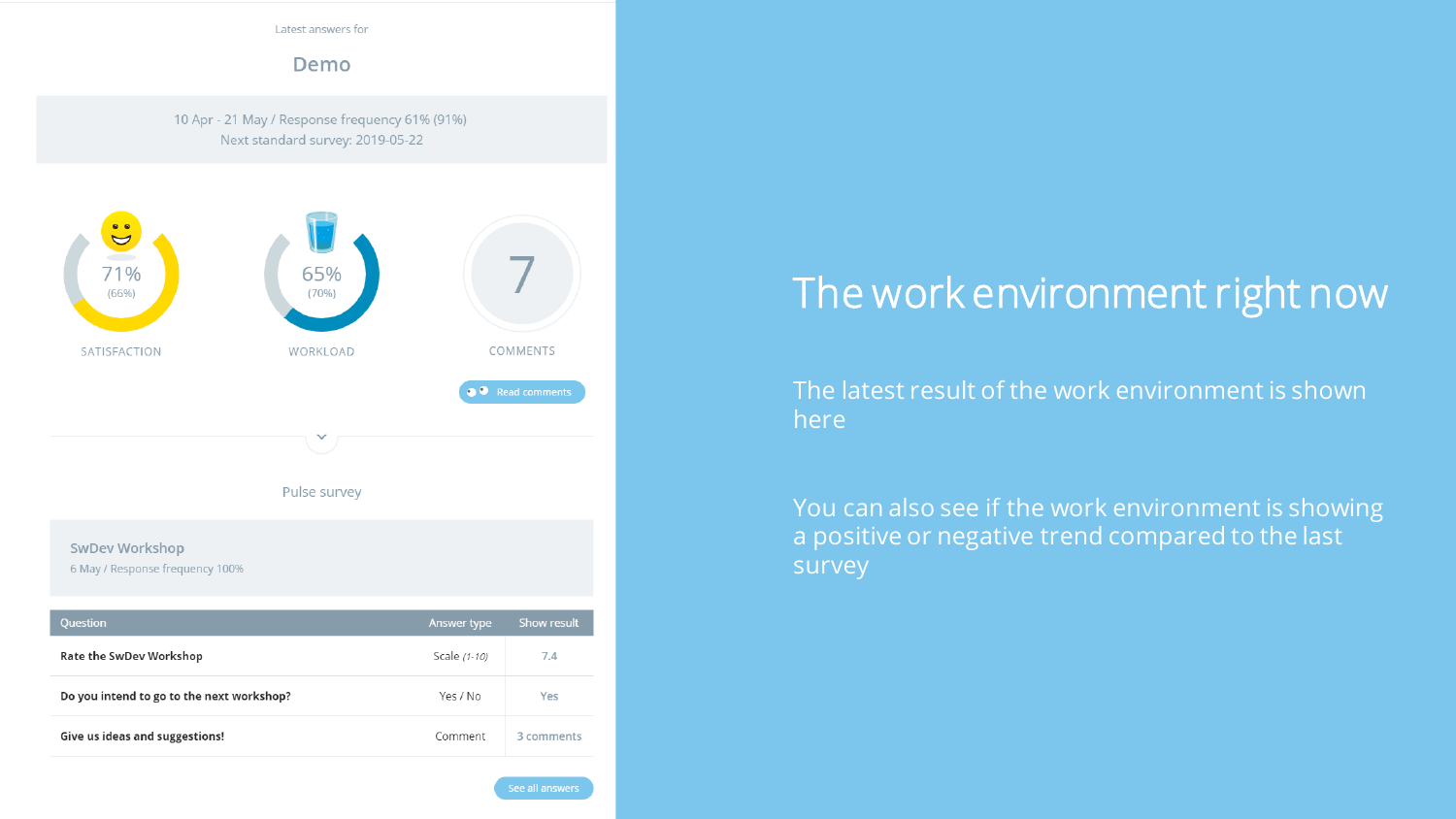Latest answers for

## Demo

10 Apr - 21 May / Response frequency 61% (91%)
Next standard survey: 2019-05-22

71% (66%)
SATISFACTION

65% (70%)
WORKLOAD

7
COMMENTS

Read comments

Pulse survey

**SwDev Workshop**
6 May / Response frequency 100%

| Question | Answer type | Show result |
| --- | --- | --- |
| **Rate the SwDev Workshop** | Scale *(1-10)* | 7.4 |
| **Do you intend to go to the next workshop?** | Yes / No | Yes |
| **Give us ideas and suggestions!** | Comment | 3 comments |

See all answers

# The work environment right now

The latest result of the work environment is shown here

You can also see if the work environment is showing a positive or negative trend compared to the last survey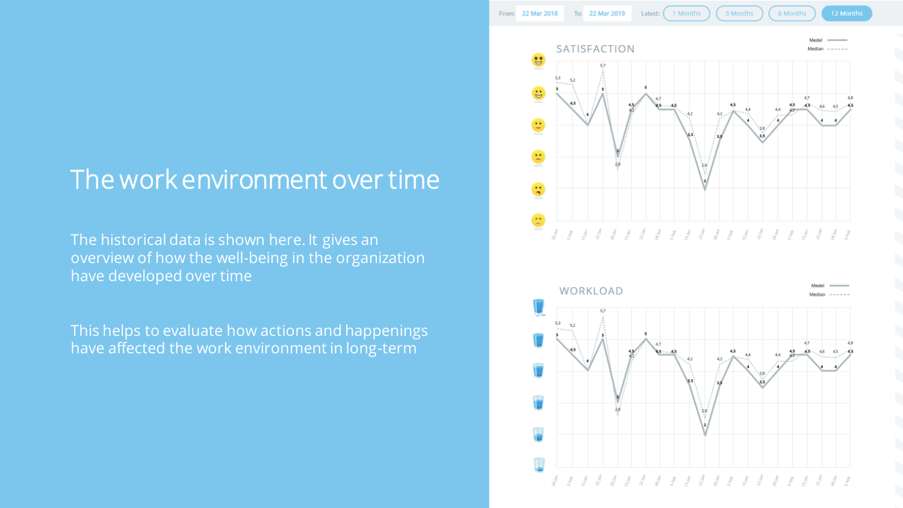# The work environment over time

The historical data is shown here. It gives an overview of how the well-being in the organization have developed over time

This helps to evaluate how actions and happenings have affected the work environment in long-term

From: 22 Mar 2018 To: 22 Mar 2019 Latest: 1 Months 3 Months 6 Months 12 Months

SATISFACTION

Medel
Median

WORKLOAD

Medel
Median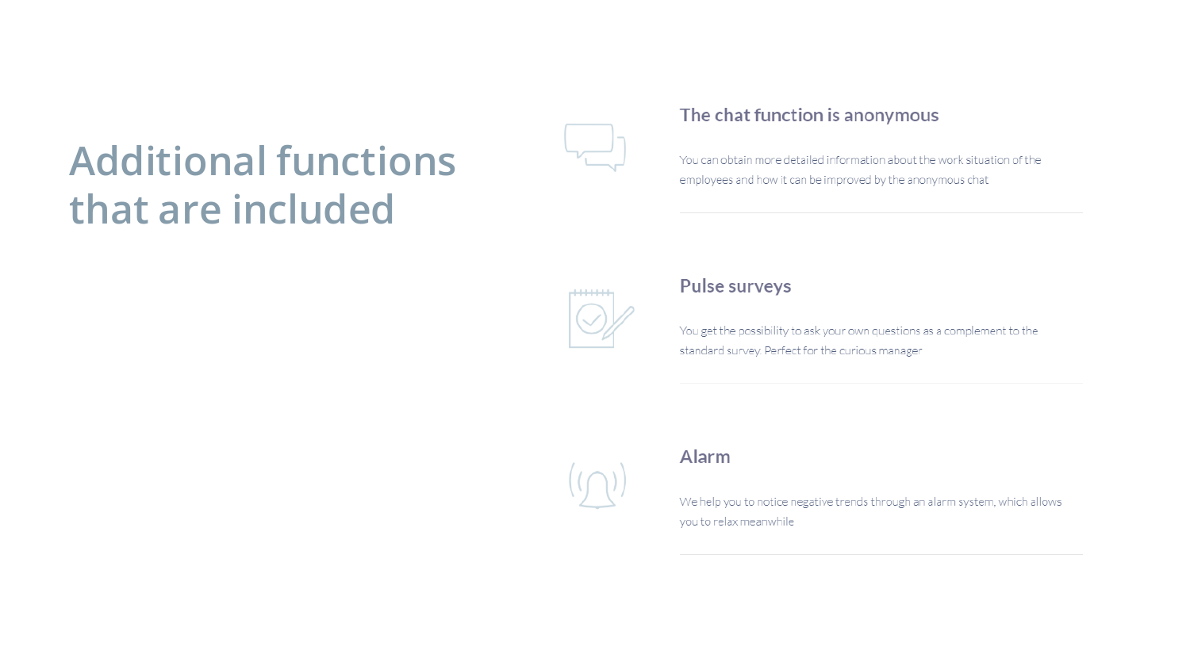# Additional functions that are included

## The chat function is anonymous

You can obtain more detailed information about the work situation of the employees and how it can be improved by the anonymous chat

## Pulse surveys

You get the possibility to ask your own questions as a complement to the standard survey. Perfect for the curious manager

## Alarm

We help you to notice negative trends through an alarm system, which allows you to relax meanwhile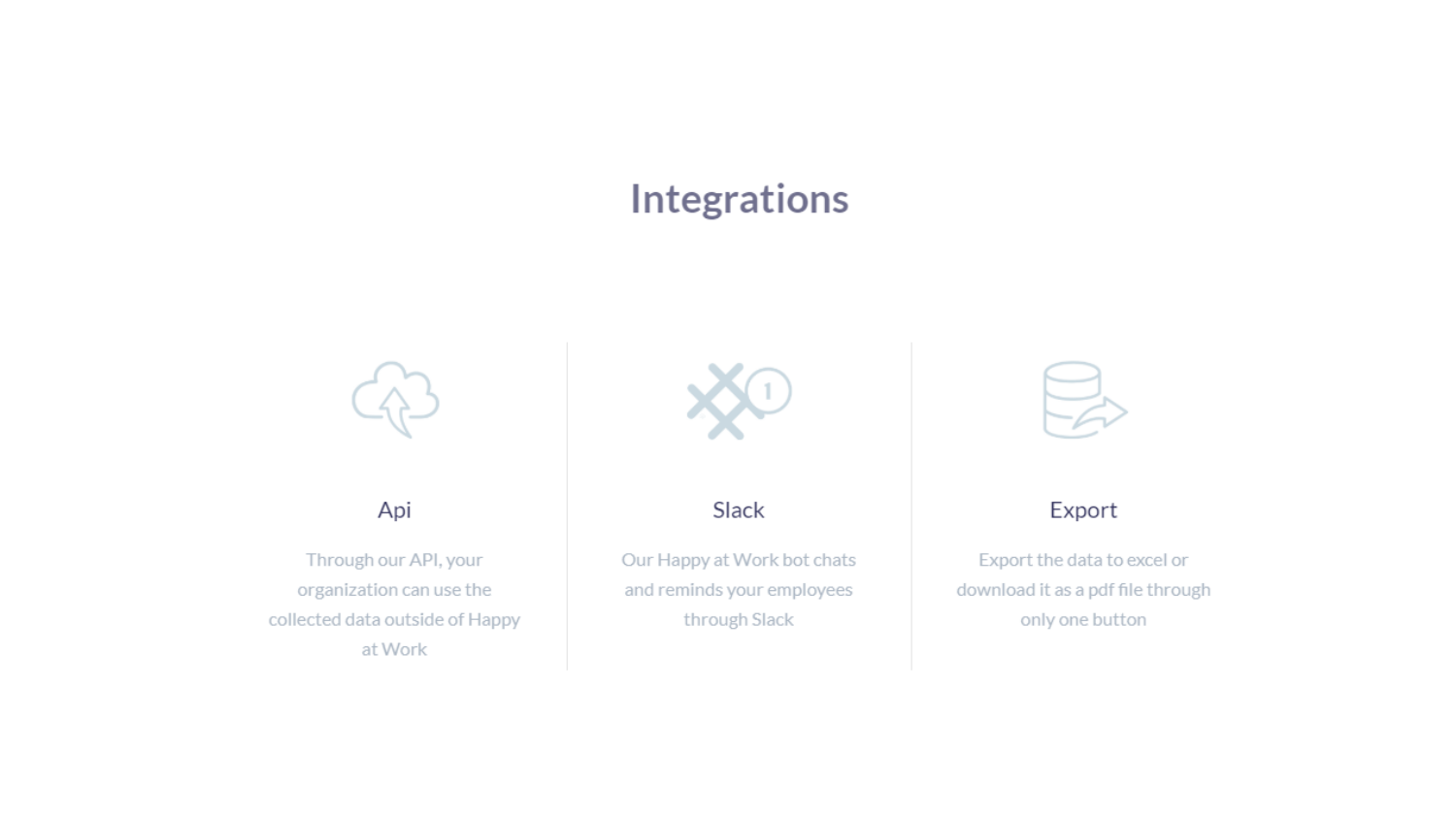# Integrations

### Api

Through our API, your organization can use the collected data outside of Happy at Work

### Slack

Our Happy at Work bot chats and reminds your employees through Slack

### Export

Export the data to excel or download it as a pdf file through only one button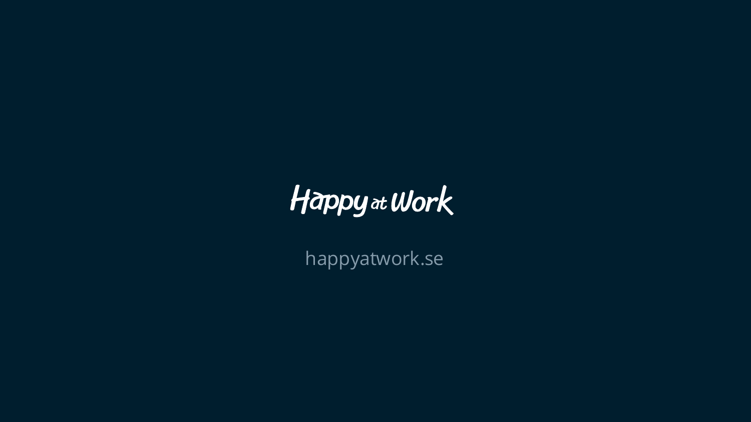Happy at Work

happyatwork.se